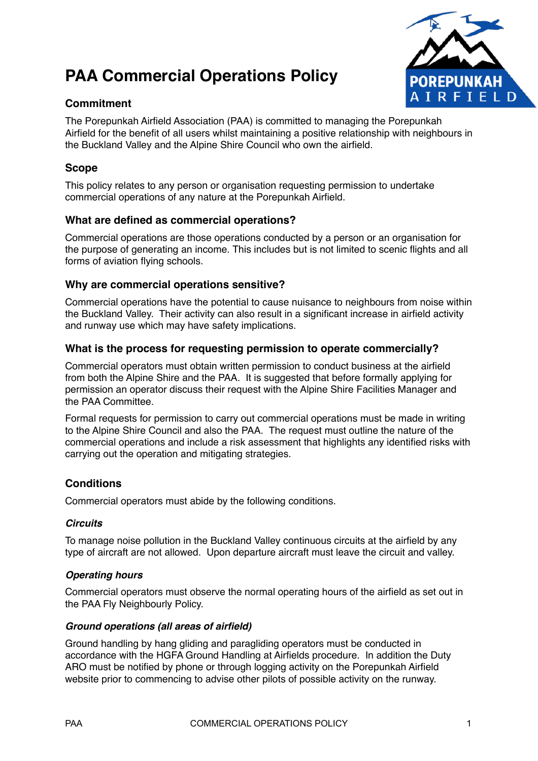# PAA Commercial Operations Policy

## Commitment

The Porepunkah Airfield Association (PAA) is committed to managing the Porepunkah Airfield for the benefit of all users whilst maintaining a positive relationship with neighbours in the Buckland Valley and the Alpine Shire Council who own the airfield.

## Scope

This policy relates to any person or organisation requesting permission to undertake commercial operations of any nature at the Porepunkah Airfield.

### What are defined as commercial operations?

Commercial operations are those operations conducted by a person or an organisation for the purpose of generating an income. This includes but is not limited to scenic flights and all forms of aviation flying schools.

### Why are commercial operations sensitive?

Commercial operations have the potential to cause nuisance to neighbours from noise within the Buckland Valley. Their activity can also result in a significant increase in airfield activity and runway use which may have safety implications.

### What is the process for requesting permission to operate commercially?

Commercial operators must obtain written permission to conduct business at the airfield from both the Alpine Shire and the PAA. It is suggested that before formally applying for permission an operator discuss their request with the Alpine Shire Facilities Manager and the PAA Committee.

Formal requests for permission to carry out commercial operations must be made in writing to the Alpine Shire Council and also the PAA. The request must outline the nature of the commercial operations and include a risk assessment that highlights any identified risks with carrying out the operation and mitigating strategies.

## Conditions

Commercial operators must abide by the following conditions.

### *Circuits*

To manage noise pollution in the Buckland Valley continuous circuits at the airfield by any type of aircraft are not allowed. Upon departure aircraft must leave the circuit and valley.

### *Operating hours*

Commercial operators must observe the normal operating hours of the airfield as set out in the PAA Fly Neighbourly Policy.

### *Ground operations (all areas of airfield)*

Ground handling by hang gliding and paragliding operators must be conducted in accordance with the HGFA Ground Handling at Airfields procedure. In addition the Duty ARO must be notified by phone or through logging activity on the Porepunkah Airfield website prior to commencing to advise other pilots of possible activity on the runway.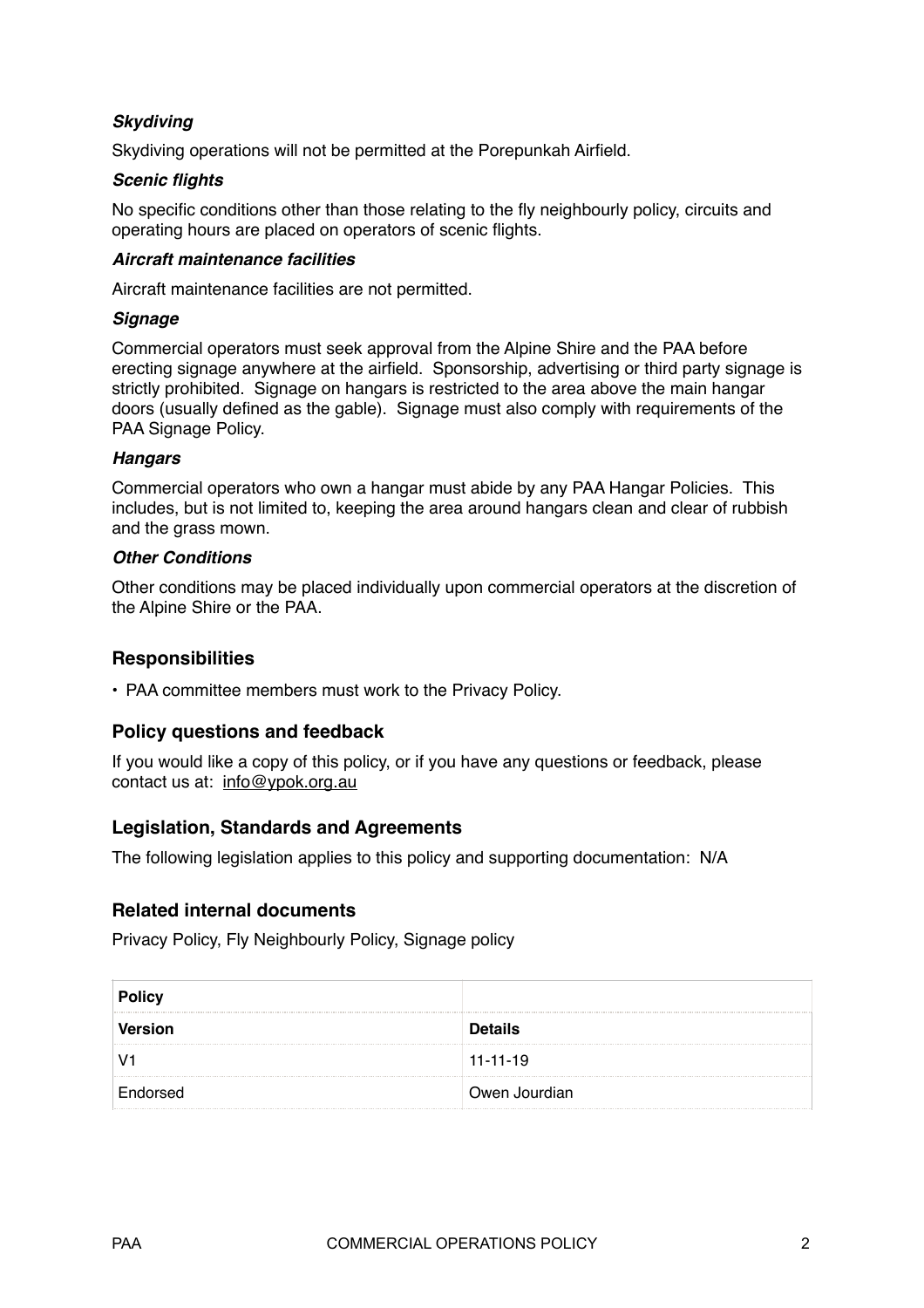***Skydiving***

Skydiving operations will not be permitted at the Porepunkah Airfield.

***Scenic flights***

No specific conditions other than those relating to the fly neighbourly policy, circuits and operating hours are placed on operators of scenic flights.

***Aircraft maintenance facilities***

Aircraft maintenance facilities are not permitted.

***Signage***

Commercial operators must seek approval from the Alpine Shire and the PAA before erecting signage anywhere at the airfield. Sponsorship, advertising or third party signage is strictly prohibited. Signage on hangars is restricted to the area above the main hangar doors (usually defined as the gable). Signage must also comply with requirements of the PAA Signage Policy.

***Hangars***

Commercial operators who own a hangar must abide by any PAA Hangar Policies. This includes, but is not limited to, keeping the area around hangars clean and clear of rubbish and the grass mown.

***Other Conditions***

Other conditions may be placed individually upon commercial operators at the discretion of the Alpine Shire or the PAA.

## Responsibilities

- PAA committee members must work to the Privacy Policy.

## Policy questions and feedback

If you would like a copy of this policy, or if you have any questions or feedback, please contact us at: info@ypok.org.au

## Legislation, Standards and Agreements

The following legislation applies to this policy and supporting documentation: N/A

## Related internal documents

Privacy Policy, Fly Neighbourly Policy, Signage policy

| **Policy** | |
|---|---|
| **Version** | **Details** |
| V1 | 11-11-19 |
| Endorsed | Owen Jourdian |